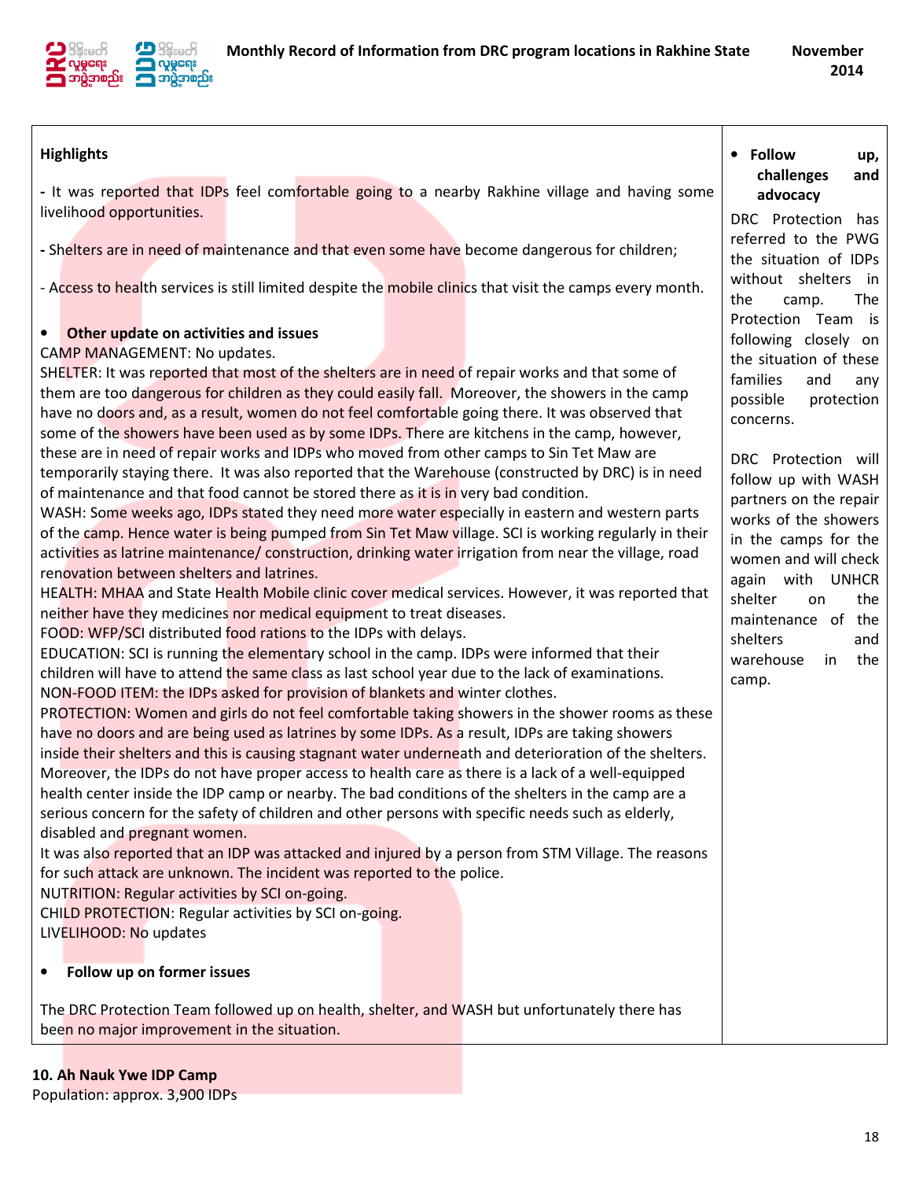| Highlights | • **Follow up, challenges and advocacy** |
|---|---|
| - It was reported that IDPs feel comfortable going to a nearby Rakhine village and having some livelihood opportunities.<br><br>- Shelters are in need of maintenance and that even some have become dangerous for children;<br><br>- Access to health services is still limited despite the mobile clinics that visit the camps every month.<br><br>• **Other update on activities and issues**<br>CAMP MANAGEMENT: No updates.<br>SHELTER: It was reported that most of the shelters are in need of repair works and that some of them are too dangerous for children as they could easily fall. Moreover, the showers in the camp have no doors and, as a result, women do not feel comfortable going there. It was observed that some of the showers have been used as by some IDPs. There are kitchens in the camp, however, these are in need of repair works and IDPs who moved from other camps to Sin Tet Maw are temporarily staying there. It was also reported that the Warehouse (constructed by DRC) is in need of maintenance and that food cannot be stored there as it is in very bad condition.<br>WASH: Some weeks ago, IDPs stated they need more water especially in eastern and western parts of the camp. Hence water is being pumped from Sin Tet Maw village. SCI is working regularly in their activities as latrine maintenance/ construction, drinking water irrigation from near the village, road renovation between shelters and latrines.<br>HEALTH: MHAA and State Health Mobile clinic cover medical services. However, it was reported that neither have they medicines nor medical equipment to treat diseases.<br>FOOD: WFP/SCI distributed food rations to the IDPs with delays.<br>EDUCATION: SCI is running the elementary school in the camp. IDPs were informed that their children will have to attend the same class as last school year due to the lack of examinations.<br>NON-FOOD ITEM: the IDPs asked for provision of blankets and winter clothes.<br>PROTECTION: Women and girls do not feel comfortable taking showers in the shower rooms as these have no doors and are being used as latrines by some IDPs. As a result, IDPs are taking showers inside their shelters and this is causing stagnant water underneath and deterioration of the shelters. Moreover, the IDPs do not have proper access to health care as there is a lack of a well-equipped health center inside the IDP camp or nearby. The bad conditions of the shelters in the camp are a serious concern for the safety of children and other persons with specific needs such as elderly, disabled and pregnant women.<br>It was also reported that an IDP was attacked and injured by a person from STM Village. The reasons for such attack are unknown. The incident was reported to the police.<br>NUTRITION: Regular activities by SCI on-going.<br>CHILD PROTECTION: Regular activities by SCI on-going.<br>LIVELIHOOD: No updates<br><br>• **Follow up on former issues**<br><br>The DRC Protection Team followed up on health, shelter, and WASH but unfortunately there has been no major improvement in the situation. | DRC Protection has referred to the PWG the situation of IDPs without shelters in the camp. The Protection Team is following closely on the situation of these families and any possible protection concerns.<br><br>DRC Protection will follow up with WASH partners on the repair works of the showers in the camps for the women and will check again with UNHCR shelter on the maintenance of the shelters and warehouse in the camp. |

**10. Ah Nauk Ywe IDP Camp**
Population: approx. 3,900 IDPs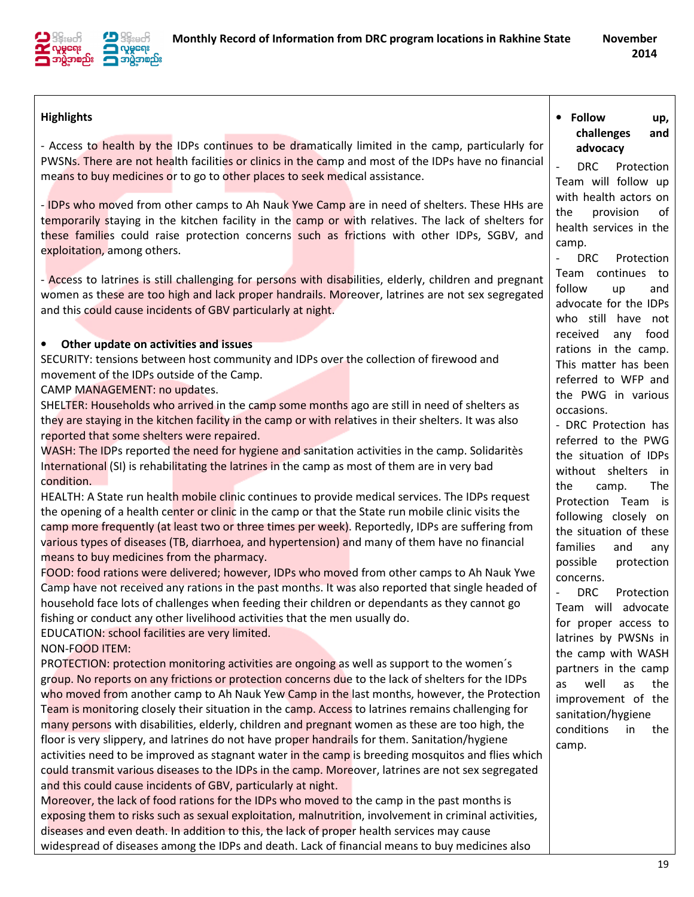**Highlights**

- Access to health by the IDPs continues to be dramatically limited in the camp, particularly for PWSNs. There are not health facilities or clinics in the camp and most of the IDPs have no financial means to buy medicines or to go to other places to seek medical assistance.

- IDPs who moved from other camps to Ah Nauk Ywe Camp are in need of shelters. These HHs are temporarily staying in the kitchen facility in the camp or with relatives. The lack of shelters for these families could raise protection concerns such as frictions with other IDPs, SGBV, and exploitation, among others.

- Access to latrines is still challenging for persons with disabilities, elderly, children and pregnant women as these are too high and lack proper handrails. Moreover, latrines are not sex segregated and this could cause incidents of GBV particularly at night.

- **Other update on activities and issues**

SECURITY: tensions between host community and IDPs over the collection of firewood and movement of the IDPs outside of the Camp.

CAMP MANAGEMENT: no updates.

SHELTER: Households who arrived in the camp some months ago are still in need of shelters as they are staying in the kitchen facility in the camp or with relatives in their shelters. It was also reported that some shelters were repaired.

WASH: The IDPs reported the need for hygiene and sanitation activities in the camp. Solidaritès International (SI) is rehabilitating the latrines in the camp as most of them are in very bad condition.

HEALTH: A State run health mobile clinic continues to provide medical services. The IDPs request the opening of a health center or clinic in the camp or that the State run mobile clinic visits the camp more frequently (at least two or three times per week). Reportedly, IDPs are suffering from various types of diseases (TB, diarrhoea, and hypertension) and many of them have no financial means to buy medicines from the pharmacy.

FOOD: food rations were delivered; however, IDPs who moved from other camps to Ah Nauk Ywe Camp have not received any rations in the past months. It was also reported that single headed of household face lots of challenges when feeding their children or dependants as they cannot go fishing or conduct any other livelihood activities that the men usually do.

EDUCATION: school facilities are very limited.

NON-FOOD ITEM:

PROTECTION: protection monitoring activities are ongoing as well as support to the women´s group. No reports on any frictions or protection concerns due to the lack of shelters for the IDPs who moved from another camp to Ah Nauk Yew Camp in the last months, however, the Protection Team is monitoring closely their situation in the camp. Access to latrines remains challenging for many persons with disabilities, elderly, children and pregnant women as these are too high, the floor is very slippery, and latrines do not have proper handrails for them. Sanitation/hygiene activities need to be improved as stagnant water in the camp is breeding mosquitos and flies which could transmit various diseases to the IDPs in the camp. Moreover, latrines are not sex segregated and this could cause incidents of GBV, particularly at night.

Moreover, the lack of food rations for the IDPs who moved to the camp in the past months is exposing them to risks such as sexual exploitation, malnutrition, involvement in criminal activities, diseases and even death. In addition to this, the lack of proper health services may cause widespread of diseases among the IDPs and death. Lack of financial means to buy medicines also

- **Follow up, challenges and advocacy**

- DRC Protection Team will follow up with health actors on the provision of health services in the camp.
- DRC Protection Team continues to follow up and advocate for the IDPs who still have not received any food rations in the camp. This matter has been referred to WFP and the PWG in various occasions.
- DRC Protection has referred to the PWG the situation of IDPs without shelters in the camp. The Protection Team is following closely on the situation of these families and any possible protection concerns.
- DRC Protection Team will advocate for proper access to latrines by PWSNs in the camp with WASH partners in the camp as well as the improvement of the sanitation/hygiene conditions in the camp.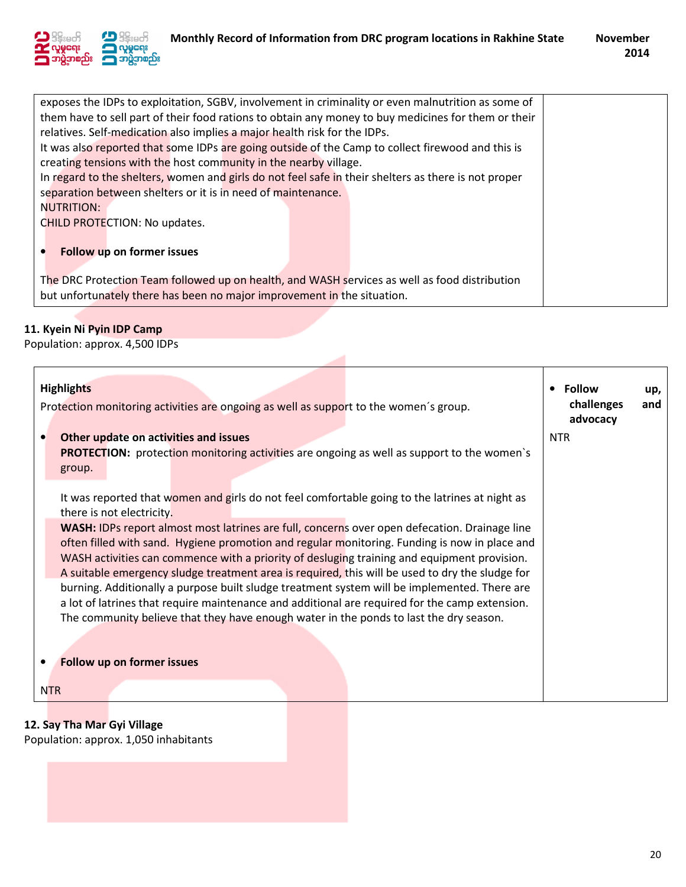| | |
|---|---|
| exposes the IDPs to exploitation, SGBV, involvement in criminality or even malnutrition as some of them have to sell part of their food rations to obtain any money to buy medicines for them or their relatives. Self-medication also implies a major health risk for the IDPs.<br>It was also reported that some IDPs are going outside of the Camp to collect firewood and this is creating tensions with the host community in the nearby village.<br>In regard to the shelters, women and girls do not feel safe in their shelters as there is not proper separation between shelters or it is in need of maintenance.<br>NUTRITION:<br>CHILD PROTECTION: No updates.<br><br>• **Follow up on former issues**<br><br>The DRC Protection Team followed up on health, and WASH services as well as food distribution but unfortunately there has been no major improvement in the situation. | |

**11. Kyein Ni Pyin IDP Camp**
Population: approx. 4,500 IDPs

| | |
|---|---|
| **Highlights**<br>Protection monitoring activities are ongoing as well as support to the women´s group.<br><br>• **Other update on activities and issues**<br>**PROTECTION:** protection monitoring activities are ongoing as well as support to the women`s group.<br><br>It was reported that women and girls do not feel comfortable going to the latrines at night as there is not electricity.<br>**WASH:** IDPs report almost most latrines are full, concerns over open defecation. Drainage line often filled with sand. Hygiene promotion and regular monitoring. Funding is now in place and WASH activities can commence with a priority of desluging training and equipment provision. A suitable emergency sludge treatment area is required, this will be used to dry the sludge for burning. Additionally a purpose built sludge treatment system will be implemented. There are a lot of latrines that require maintenance and additional are required for the camp extension. The community believe that they have enough water in the ponds to last the dry season.<br><br>• **Follow up on former issues**<br><br>NTR | • **Follow up, challenges and advocacy**<br>NTR |

**12. Say Tha Mar Gyi Village**
Population: approx. 1,050 inhabitants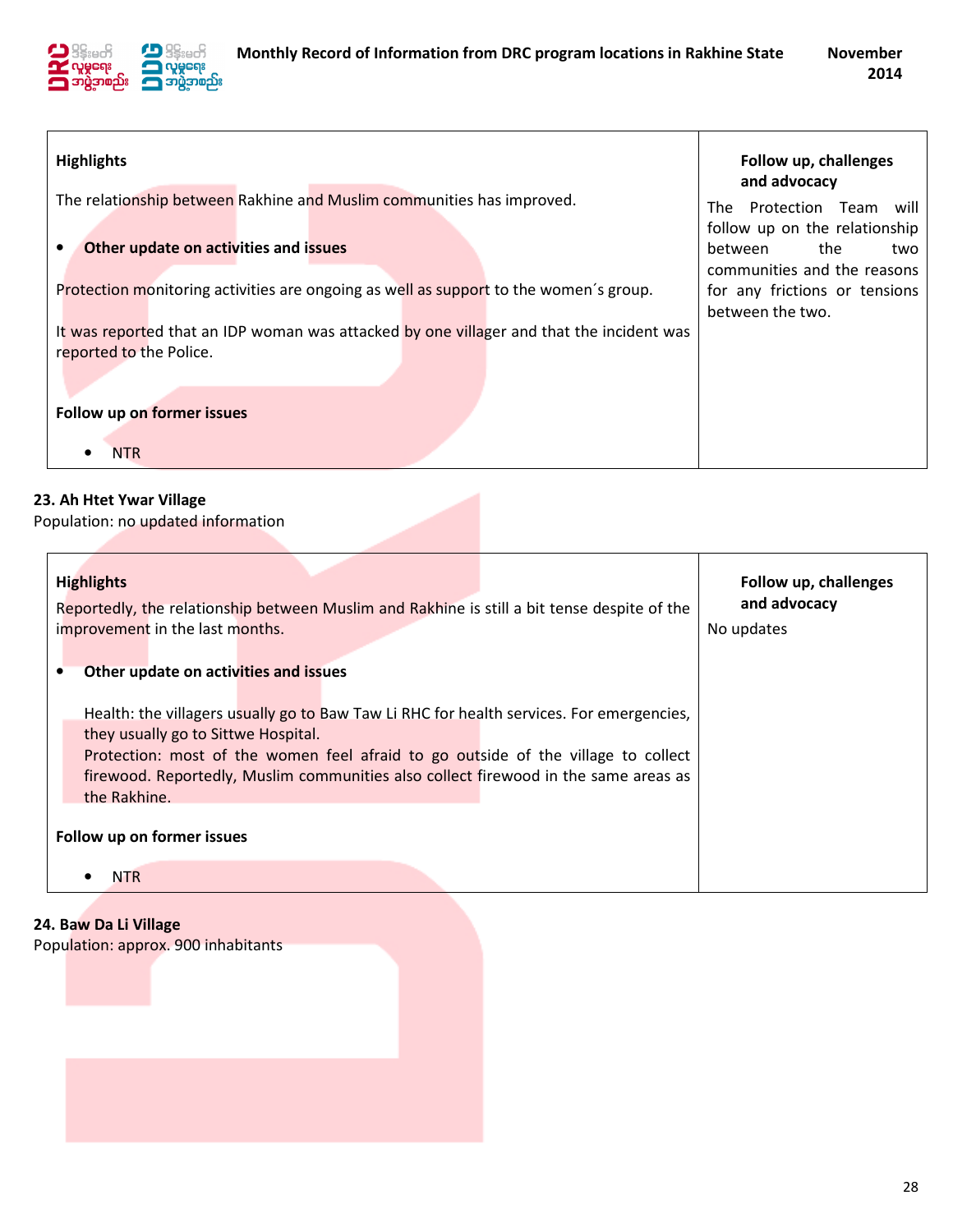| Highlights | Follow up, challenges and advocacy |
|---|---|
| The relationship between Rakhine and Muslim communities has improved.<br><br>• **Other update on activities and issues**<br><br>Protection monitoring activities are ongoing as well as support to the women´s group.<br><br>It was reported that an IDP woman was attacked by one villager and that the incident was reported to the Police.<br><br>**Follow up on former issues**<br><br>• NTR | The Protection Team will follow up on the relationship between the two communities and the reasons for any frictions or tensions between the two. |

**23. Ah Htet Ywar Village**
Population: no updated information

| Highlights | Follow up, challenges and advocacy |
|---|---|
| Reportedly, the relationship between Muslim and Rakhine is still a bit tense despite of the improvement in the last months.<br><br>• **Other update on activities and issues**<br><br>Health: the villagers usually go to Baw Taw Li RHC for health services. For emergencies, they usually go to Sittwe Hospital.<br>Protection: most of the women feel afraid to go outside of the village to collect firewood. Reportedly, Muslim communities also collect firewood in the same areas as the Rakhine.<br><br>**Follow up on former issues**<br><br>• NTR | No updates |

**24. Baw Da Li Village**
Population: approx. 900 inhabitants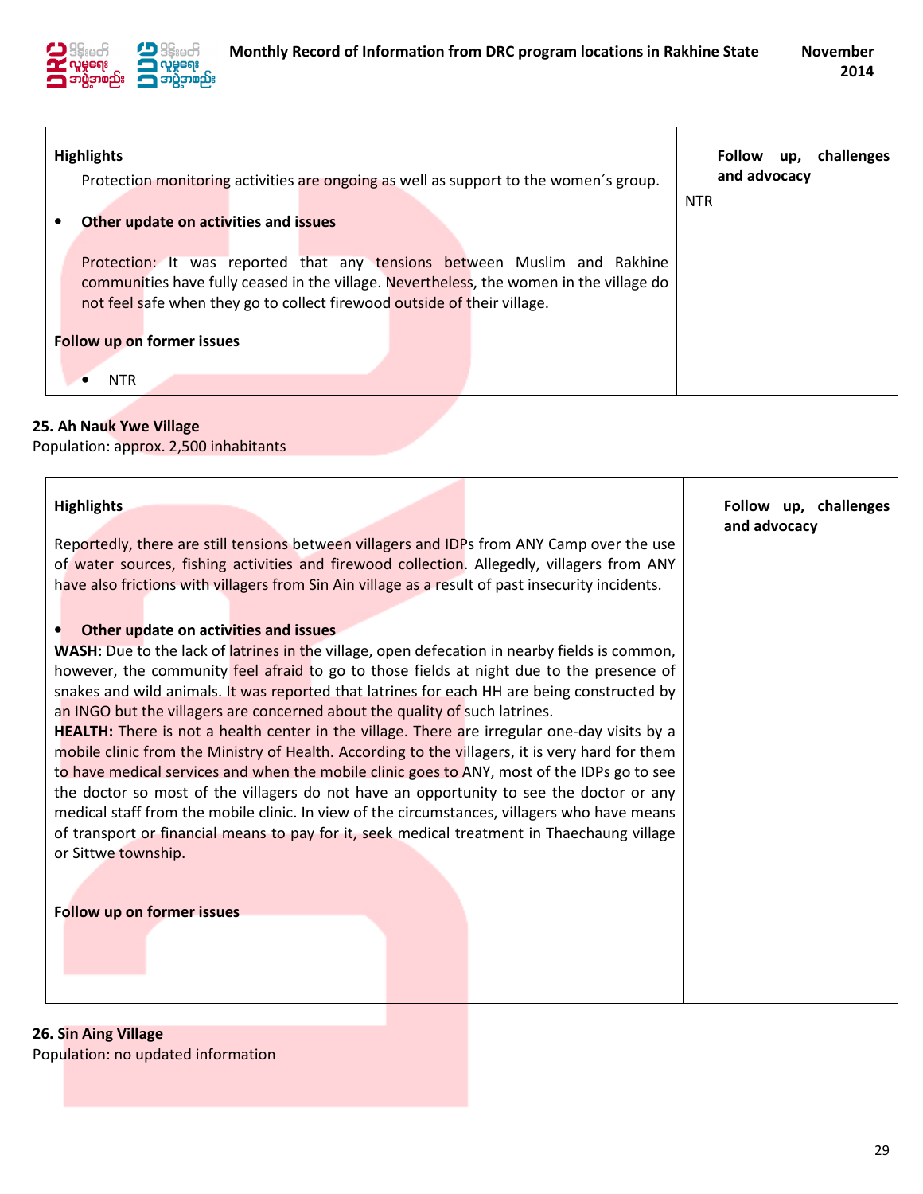| Highlights | Follow up, challenges and advocacy |
|---|---|
| Protection monitoring activities are ongoing as well as support to the women´s group.<br><br>• **Other update on activities and issues**<br><br>Protection: It was reported that any tensions between Muslim and Rakhine communities have fully ceased in the village. Nevertheless, the women in the village do not feel safe when they go to collect firewood outside of their village.<br><br>**Follow up on former issues**<br><br>• NTR | NTR |

**25. Ah Nauk Ywe Village**
Population: approx. 2,500 inhabitants

| Highlights | Follow up, challenges and advocacy |
|---|---|
| Reportedly, there are still tensions between villagers and IDPs from ANY Camp over the use of water sources, fishing activities and firewood collection. Allegedly, villagers from ANY have also frictions with villagers from Sin Ain village as a result of past insecurity incidents.<br><br>• **Other update on activities and issues**<br>**WASH:** Due to the lack of latrines in the village, open defecation in nearby fields is common, however, the community feel afraid to go to those fields at night due to the presence of snakes and wild animals. It was reported that latrines for each HH are being constructed by an INGO but the villagers are concerned about the quality of such latrines.<br>**HEALTH:** There is not a health center in the village. There are irregular one-day visits by a mobile clinic from the Ministry of Health. According to the villagers, it is very hard for them to have medical services and when the mobile clinic goes to ANY, most of the IDPs go to see the doctor so most of the villagers do not have an opportunity to see the doctor or any medical staff from the mobile clinic. In view of the circumstances, villagers who have means of transport or financial means to pay for it, seek medical treatment in Thaechaung village or Sittwe township.<br><br>**Follow up on former issues** | |

**26. Sin Aing Village**
Population: no updated information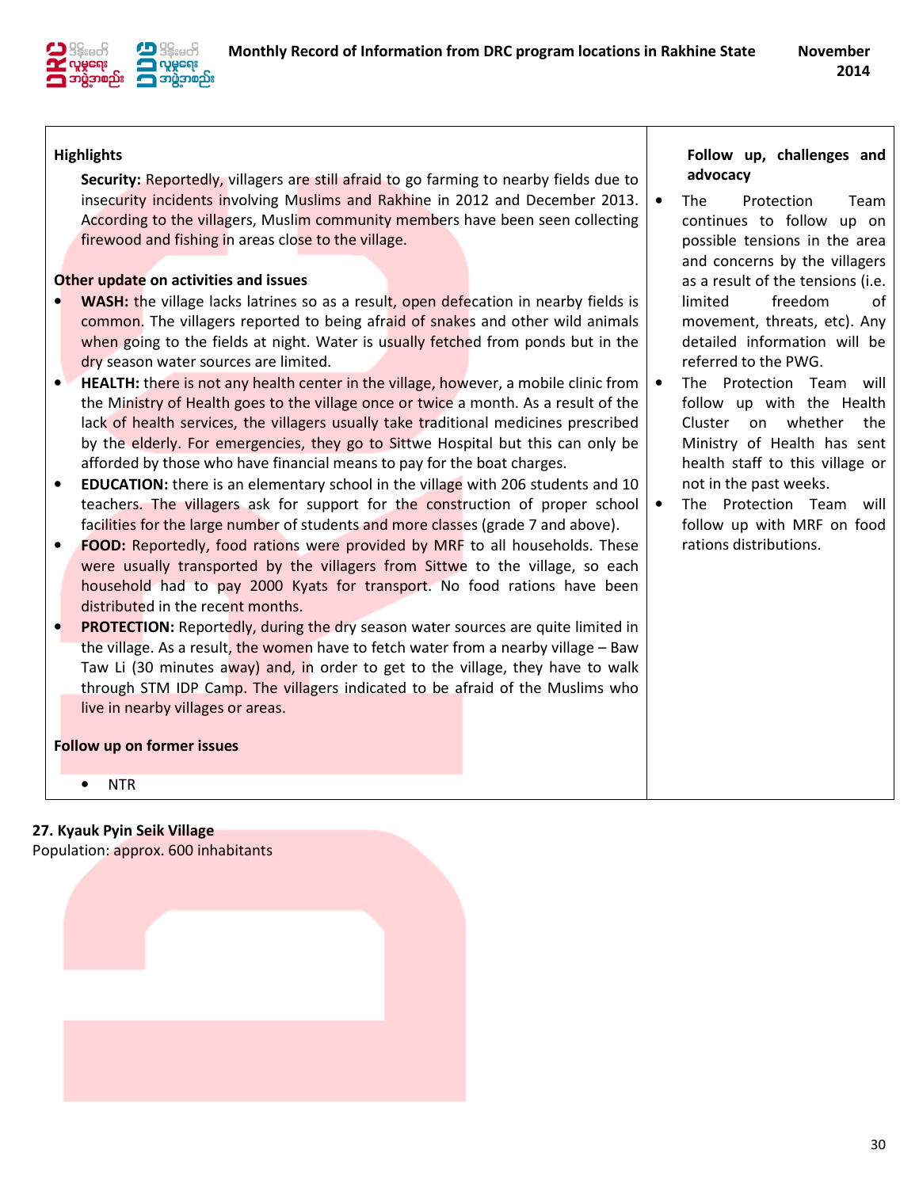| Highlights | Follow up, challenges and advocacy |
|---|---|
| **Security:** Reportedly, villagers are still afraid to go farming to nearby fields due to insecurity incidents involving Muslims and Rakhine in 2012 and December 2013. According to the villagers, Muslim community members have been seen collecting firewood and fishing in areas close to the village.<br><br>**Other update on activities and issues**<br>• **WASH:** the village lacks latrines so as a result, open defecation in nearby fields is common. The villagers reported to being afraid of snakes and other wild animals when going to the fields at night. Water is usually fetched from ponds but in the dry season water sources are limited.<br>• **HEALTH:** there is not any health center in the village, however, a mobile clinic from the Ministry of Health goes to the village once or twice a month. As a result of the lack of health services, the villagers usually take traditional medicines prescribed by the elderly. For emergencies, they go to Sittwe Hospital but this can only be afforded by those who have financial means to pay for the boat charges.<br>• **EDUCATION:** there is an elementary school in the village with 206 students and 10 teachers. The villagers ask for support for the construction of proper school facilities for the large number of students and more classes (grade 7 and above).<br>• **FOOD:** Reportedly, food rations were provided by MRF to all households. These were usually transported by the villagers from Sittwe to the village, so each household had to pay 2000 Kyats for transport. No food rations have been distributed in the recent months.<br>• **PROTECTION:** Reportedly, during the dry season water sources are quite limited in the village. As a result, the women have to fetch water from a nearby village – Baw Taw Li (30 minutes away) and, in order to get to the village, they have to walk through STM IDP Camp. The villagers indicated to be afraid of the Muslims who live in nearby villages or areas.<br><br>**Follow up on former issues**<br>• NTR | • The Protection Team continues to follow up on possible tensions in the area and concerns by the villagers as a result of the tensions (i.e. limited freedom of movement, threats, etc). Any detailed information will be referred to the PWG.<br>• The Protection Team will follow up with the Health Cluster on whether the Ministry of Health has sent health staff to this village or not in the past weeks.<br>• The Protection Team will follow up with MRF on food rations distributions. |

**27. Kyauk Pyin Seik Village**
Population: approx. 600 inhabitants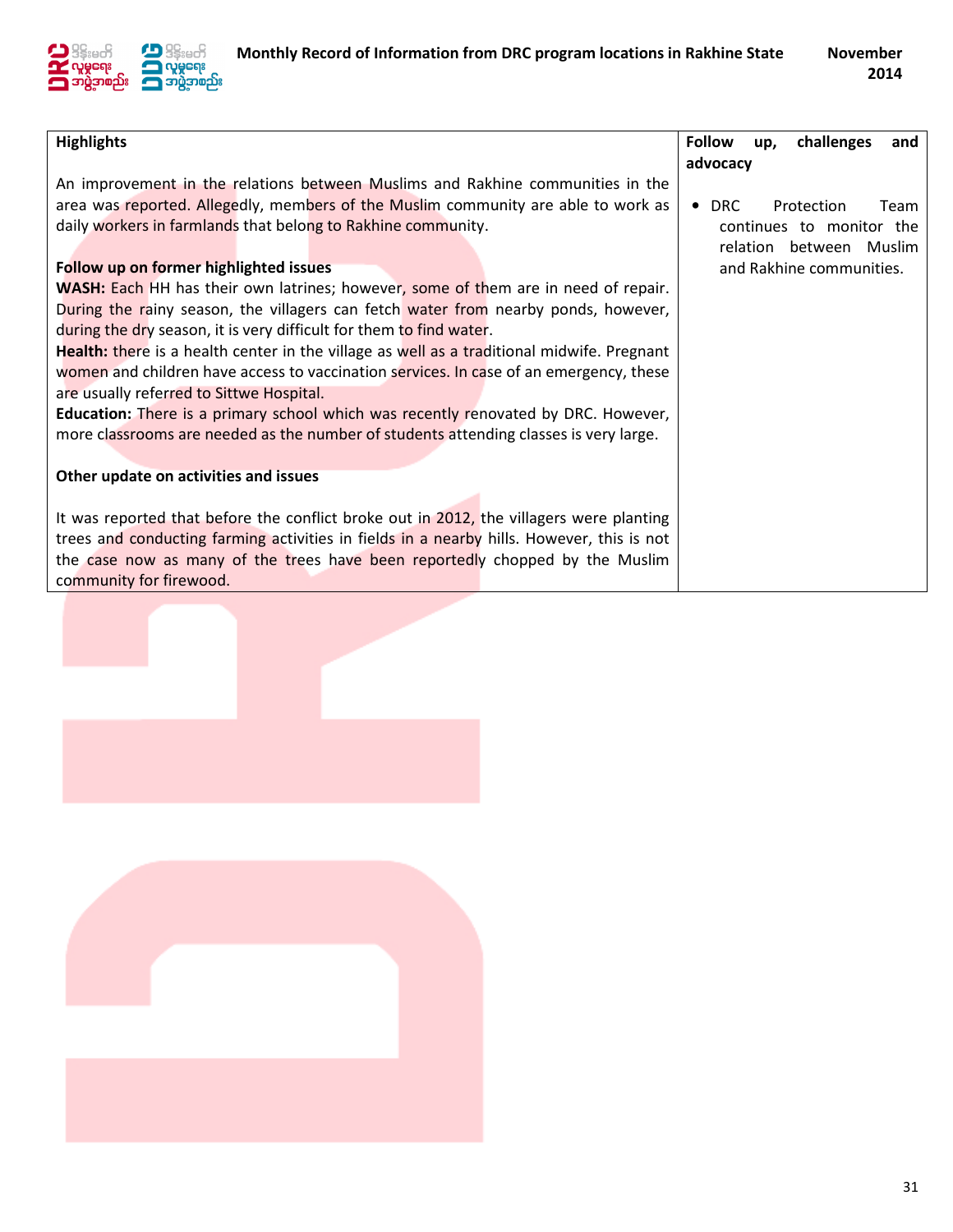| Highlights | Follow up, challenges and advocacy |
|---|---|
| An improvement in the relations between Muslims and Rakhine communities in the area was reported. Allegedly, members of the Muslim community are able to work as daily workers in farmlands that belong to Rakhine community.<br><br>**Follow up on former highlighted issues**<br>**WASH:** Each HH has their own latrines; however, some of them are in need of repair. During the rainy season, the villagers can fetch water from nearby ponds, however, during the dry season, it is very difficult for them to find water.<br>**Health:** there is a health center in the village as well as a traditional midwife. Pregnant women and children have access to vaccination services. In case of an emergency, these are usually referred to Sittwe Hospital.<br>**Education:** There is a primary school which was recently renovated by DRC. However, more classrooms are needed as the number of students attending classes is very large.<br><br>**Other update on activities and issues**<br><br>It was reported that before the conflict broke out in 2012, the villagers were planting trees and conducting farming activities in fields in a nearby hills. However, this is not the case now as many of the trees have been reportedly chopped by the Muslim community for firewood. | • DRC Protection Team continues to monitor the relation between Muslim and Rakhine communities. |